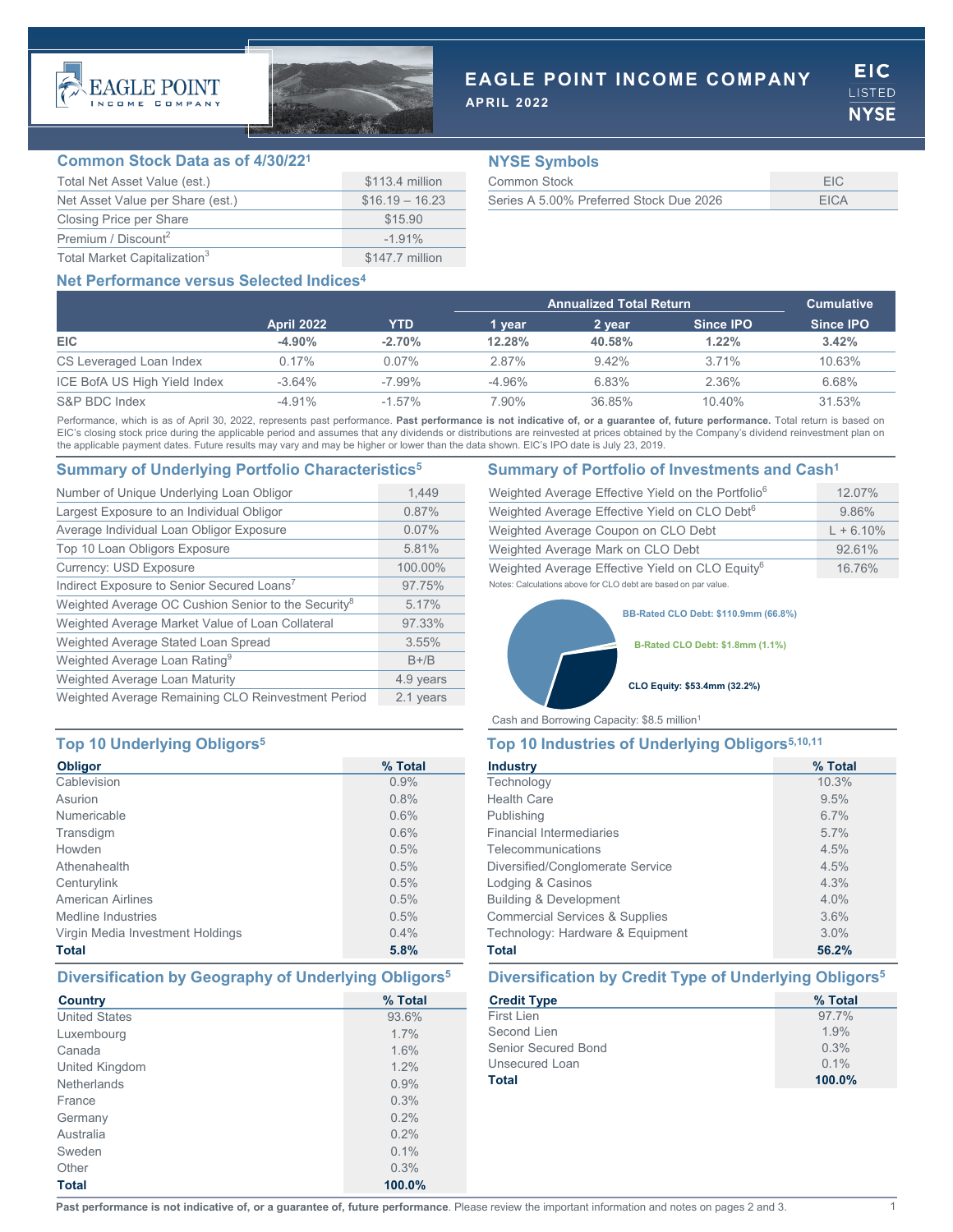# EAGLE POINT INCOME COMPANY

**APRIL 2022**

EIC LISTED NYSE

## Common Stock Data as of 4/30/22[1]

| | |
|---|---|
| Total Net Asset Value (est.) | $113.4 million |
| Net Asset Value per Share (est.) | $16.19 – 16.23 |
| Closing Price per Share | $15.90 |
| Premium / Discount[2] | -1.91% |
| Total Market Capitalization[3] | $147.7 million |

## NYSE Symbols

| | |
|---|---|
| Common Stock | EIC |
| Series A 5.00% Preferred Stock Due 2026 | EICA |

## Net Performance versus Selected Indices[4]

| | | | Annualized Total Return | | | Cumulative |
|---|---|---|---|---|---|---|
| | April 2022 | YTD | 1 year | 2 year | Since IPO | Since IPO |
| **EIC** | **-4.90%** | **-2.70%** | **12.28%** | **40.58%** | **1.22%** | **3.42%** |
| CS Leveraged Loan Index | 0.17% | 0.07% | 2.87% | 9.42% | 3.71% | 10.63% |
| ICE BofA US High Yield Index | -3.64% | -7.99% | -4.96% | 6.83% | 2.36% | 6.68% |
| S&P BDC Index | -4.91% | -1.57% | 7.90% | 36.85% | 10.40% | 31.53% |

Performance, which is as of April 30, 2022, represents past performance. **Past performance is not indicative of, or a guarantee of, future performance.** Total return is based on EIC's closing stock price during the applicable period and assumes that any dividends or distributions are reinvested at prices obtained by the Company's dividend reinvestment plan on the applicable payment dates. Future results may vary and may be higher or lower than the data shown. EIC's IPO date is July 23, 2019.

## Summary of Underlying Portfolio Characteristics[5]

| | |
|---|---|
| Number of Unique Underlying Loan Obligor | 1,449 |
| Largest Exposure to an Individual Obligor | 0.87% |
| Average Individual Loan Obligor Exposure | 0.07% |
| Top 10 Loan Obligors Exposure | 5.81% |
| Currency: USD Exposure | 100.00% |
| Indirect Exposure to Senior Secured Loans[7] | 97.75% |
| Weighted Average OC Cushion Senior to the Security[8] | 5.17% |
| Weighted Average Market Value of Loan Collateral | 97.33% |
| Weighted Average Stated Loan Spread | 3.55% |
| Weighted Average Loan Rating[9] | B+/B |
| Weighted Average Loan Maturity | 4.9 years |
| Weighted Average Remaining CLO Reinvestment Period | 2.1 years |

## Summary of Portfolio of Investments and Cash[1]

| | |
|---|---|
| Weighted Average Effective Yield on the Portfolio[6] | 12.07% |
| Weighted Average Effective Yield on CLO Debt[6] | 9.86% |
| Weighted Average Coupon on CLO Debt | L + 6.10% |
| Weighted Average Mark on CLO Debt | 92.61% |
| Weighted Average Effective Yield on CLO Equity[6] | 16.76% |

Notes: Calculations above for CLO debt are based on par value.

BB-Rated CLO Debt: $110.9mm (66.8%)

B-Rated CLO Debt: $1.8mm (1.1%)

CLO Equity: $53.4mm (32.2%)

Cash and Borrowing Capacity: $8.5 million[1]

## Top 10 Underlying Obligors[5]

| Obligor | % Total |
|---|---|
| Cablevision | 0.9% |
| Asurion | 0.8% |
| Numericable | 0.6% |
| Transdigm | 0.6% |
| Howden | 0.5% |
| Athenahealth | 0.5% |
| Centurylink | 0.5% |
| American Airlines | 0.5% |
| Medline Industries | 0.5% |
| Virgin Media Investment Holdings | 0.4% |
| **Total** | **5.8%** |

## Top 10 Industries of Underlying Obligors[5,10,11]

| Industry | % Total |
|---|---|
| Technology | 10.3% |
| Health Care | 9.5% |
| Publishing | 6.7% |
| Financial Intermediaries | 5.7% |
| Telecommunications | 4.5% |
| Diversified/Conglomerate Service | 4.5% |
| Lodging & Casinos | 4.3% |
| Building & Development | 4.0% |
| Commercial Services & Supplies | 3.6% |
| Technology: Hardware & Equipment | 3.0% |
| **Total** | **56.2%** |

## Diversification by Geography of Underlying Obligors[5]

| Country | % Total |
|---|---|
| United States | 93.6% |
| Luxembourg | 1.7% |
| Canada | 1.6% |
| United Kingdom | 1.2% |
| Netherlands | 0.9% |
| France | 0.3% |
| Germany | 0.2% |
| Australia | 0.2% |
| Sweden | 0.1% |
| Other | 0.3% |
| **Total** | **100.0%** |

## Diversification by Credit Type of Underlying Obligors[5]

| Credit Type | % Total |
|---|---|
| First Lien | 97.7% |
| Second Lien | 1.9% |
| Senior Secured Bond | 0.3% |
| Unsecured Loan | 0.1% |
| **Total** | **100.0%** |

**Past performance is not indicative of, or a guarantee of, future performance**. Please review the important information and notes on pages 2 and 3.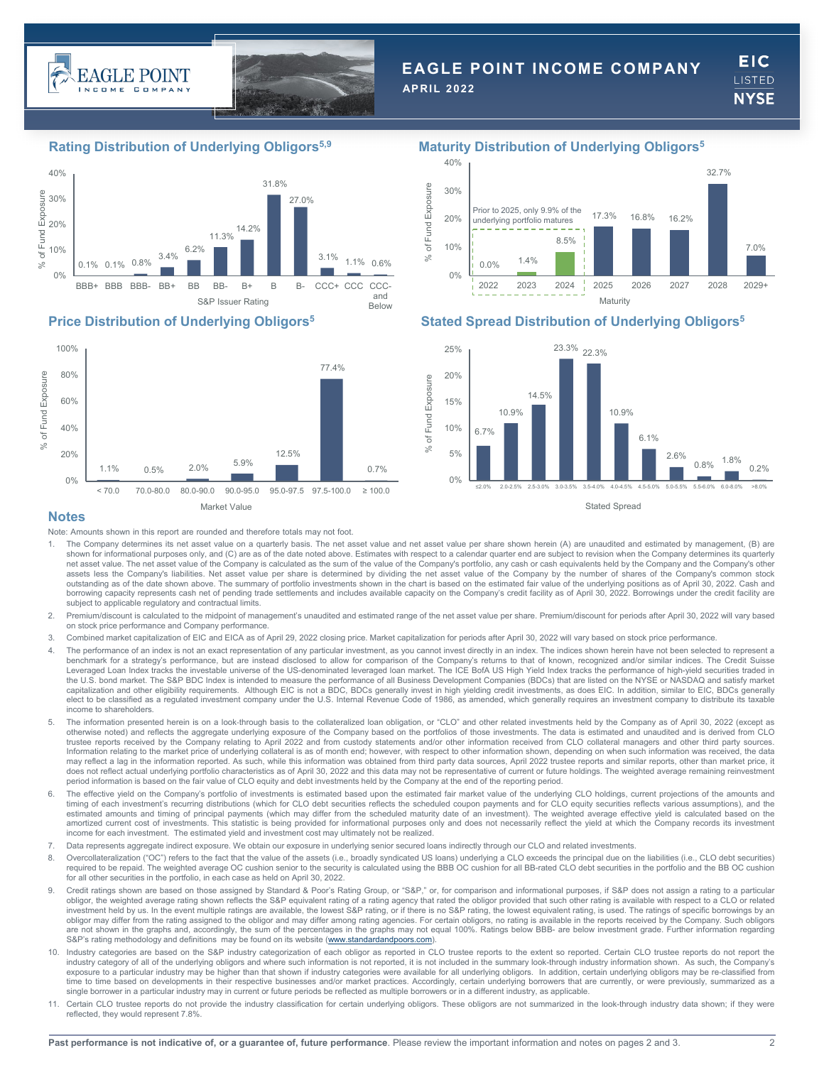## Rating Distribution of Underlying Obligors[5,9]

| S&P Issuer Rating | % of Fund Exposure |
|---|---|
| BBB+ | 0.1% |
| BBB | 0.1% |
| BBB- | 0.8% |
| BB+ | 3.4% |
| BB | 6.2% |
| BB- | 11.3% |
| B+ | 14.2% |
| B | 31.8% |
| B- | 27.0% |
| CCC+ | 3.1% |
| CCC | 1.1% |
| CCC- and Below | 0.6% |

## Maturity Distribution of Underlying Obligors[5]

Prior to 2025, only 9.9% of the underlying portfolio matures

| Maturity | % of Fund Exposure |
|---|---|
| 2022 | 0.0% |
| 2023 | 1.4% |
| 2024 | 8.5% |
| 2025 | 17.3% |
| 2026 | 16.8% |
| 2027 | 16.2% |
| 2028 | 32.7% |
| 2029+ | 7.0% |

## Price Distribution of Underlying Obligors[5]

| Market Value | % of Fund Exposure |
|---|---|
| < 70.0 | 1.1% |
| 70.0-80.0 | 0.5% |
| 80.0-90.0 | 2.0% |
| 90.0-95.0 | 5.9% |
| 95.0-97.5 | 12.5% |
| 97.5-100.0 | 77.4% |
| ≥ 100.0 | 0.7% |

## Stated Spread Distribution of Underlying Obligors[5]

| Stated Spread | % of Fund Exposure |
|---|---|
| ≤2.0% | 6.7% |
| 2.0-2.5% | 10.9% |
| 2.5-3.0% | 14.5% |
| 3.0-3.5% | 23.3% |
| 3.5-4.0% | 22.3% |
| 4.0-4.5% | 10.9% |
| 4.5-5.0% | 6.1% |
| 5.0-5.5% | 2.6% |
| 5.5-6.0% | 0.8% |
| 6.0-8.0% | 1.8% |
| >8.0% | 0.2% |

## Notes

Note: Amounts shown in this report are rounded and therefore totals may not foot.

1. The Company determines its net asset value on a quarterly basis. The net asset value and net asset value per share shown herein (A) are unaudited and estimated by management, (B) are shown for informational purposes only, and (C) are as of the date noted above. Estimates with respect to a calendar quarter end are subject to revision when the Company determines its quarterly net asset value. The net asset value of the Company is calculated as the sum of the value of the Company's portfolio, any cash or cash equivalents held by the Company and the Company's other assets less the Company's liabilities. Net asset value per share is determined by dividing the net asset value of the Company by the number of shares of the Company's common stock outstanding as of the date shown above. The summary of portfolio investments shown in the chart is based on the estimated fair value of the underlying positions as of April 30, 2022. Cash and borrowing capacity represents cash net of pending trade settlements and includes available capacity on the Company's credit facility as of April 30, 2022. Borrowings under the credit facility are subject to applicable regulatory and contractual limits.
2. Premium/discount is calculated to the midpoint of management's unaudited and estimated range of the net asset value per share. Premium/discount for periods after April 30, 2022 will vary based on stock price performance and Company performance.
3. Combined market capitalization of EIC and EICA as of April 29, 2022 closing price. Market capitalization for periods after April 30, 2022 will vary based on stock price performance.
4. The performance of an index is not an exact representation of any particular investment, as you cannot invest directly in an index. The indices shown herein have not been selected to represent a benchmark for a strategy's performance, but are instead disclosed to allow for comparison of the Company's returns to that of known, recognized and/or similar indices. The Credit Suisse Leveraged Loan Index tracks the investable universe of the US-denominated leveraged loan market. The ICE BofA US High Yield Index tracks the performance of high-yield securities traded in the U.S. bond market. The S&P BDC Index is intended to measure the performance of all Business Development Companies (BDCs) that are listed on the NYSE or NASDAQ and satisfy market capitalization and other eligibility requirements. Although EIC is not a BDC, BDCs generally invest in high yielding credit investments, as does EIC. In addition, similar to EIC, BDCs generally elect to be classified as a regulated investment company under the U.S. Internal Revenue Code of 1986, as amended, which generally requires an investment company to distribute its taxable income to shareholders.
5. The information presented herein is on a look-through basis to the collateralized loan obligation, or "CLO" and other related investments held by the Company as of April 30, 2022 (except as otherwise noted) and reflects the aggregate underlying exposure of the Company based on the portfolios of those investments. The data is estimated and unaudited and is derived from CLO trustee reports received by the Company relating to April 2022 and from custody statements and/or other information received from CLO collateral managers and other third party sources. Information relating to the market price of underlying collateral is as of month end; however, with respect to other information shown, depending on when such information was received, the data may reflect a lag in the information reported. As such, while this information was obtained from third party data sources, April 2022 trustee reports and similar reports, other than market price, it does not reflect actual underlying portfolio characteristics as of April 30, 2022 and this data may not be representative of current or future holdings. The weighted average remaining reinvestment period information is based on the fair value of CLO equity and debt investments held by the Company at the end of the reporting period.
6. The effective yield on the Company's portfolio of investments is estimated based upon the estimated fair market value of the underlying CLO holdings, current projections of the amounts and timing of each investment's recurring distributions (which for CLO debt securities reflects the scheduled coupon payments and for CLO equity securities reflects various assumptions), and the estimated amounts and timing of principal payments (which may differ from the scheduled maturity date of an investment). The weighted average effective yield is calculated based on the amortized current cost of investments. This statistic is being provided for informational purposes only and does not necessarily reflect the yield at which the Company records its investment income for each investment. The estimated yield and investment cost may ultimately not be realized.
7. Data represents aggregate indirect exposure. We obtain our exposure in underlying senior secured loans indirectly through our CLO and related investments.
8. Overcollateralization ("OC") refers to the fact that the value of the assets (i.e., broadly syndicated US loans) underlying a CLO exceeds the principal due on the liabilities (i.e., CLO debt securities) required to be repaid. The weighted average OC cushion senior to the security is calculated using the BBB OC cushion for all BBB-rated CLO debt securities in the portfolio and the BB OC cushion for all other securities in the portfolio, in each case as held on April 30, 2022.
9. Credit ratings shown are based on those assigned by Standard & Poor's Rating Group, or "S&P," or, for comparison and informational purposes, if S&P does not assign a rating to a particular obligor, the weighted average rating shown reflects the S&P equivalent rating of a rating agency that rated the obligor provided that such other rating is available with respect to a CLO or related investment held by us. In the event multiple ratings are available, the lowest S&P rating, or if there is no S&P rating, the lowest equivalent rating, is used. The ratings of specific borrowings by an obligor may differ from the rating assigned to the obligor and may differ among rating agencies. For certain obligors, no rating is available in the reports received by the Company. Such obligors are not shown in the graphs and, accordingly, the sum of the percentages in the graphs may not equal 100%. Ratings below BBB- are below investment grade. Further information regarding S&P's rating methodology and definitions may be found on its website (www.standardandpoors.com).
10. Industry categories are based on the S&P industry categorization of each obligor as reported in CLO trustee reports to the extent so reported. Certain CLO trustee reports do not report the industry category of all of the underlying obligors and where such information is not reported, it is not included in the summary look-through industry information shown. As such, the Company's exposure to a particular industry may be higher than that shown if industry categories were available for all underlying obligors. In addition, certain underlying obligors may be re-classified from time to time based on developments in their respective businesses and/or market practices. Accordingly, certain underlying borrowers that are currently, or were previously, summarized as a single borrower in a particular industry may in current or future periods be reflected as multiple borrowers or in a different industry, as applicable.
11. Certain CLO trustee reports do not provide the industry classification for certain underlying obligors. These obligors are not summarized in the look-through industry data shown; if they were reflected, they would represent 7.8%.

**Past performance is not indicative of, or a guarantee of, future performance**. Please review the important information and notes on pages 2 and 3.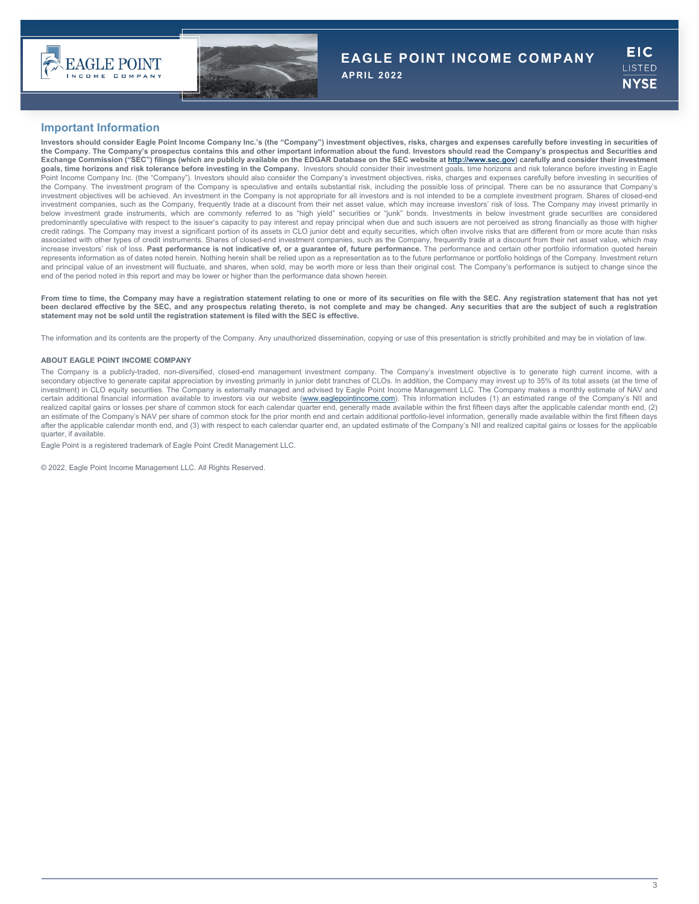## Important Information

**Investors should consider Eagle Point Income Company Inc.'s (the "Company") investment objectives, risks, charges and expenses carefully before investing in securities of the Company. The Company's prospectus contains this and other important information about the fund. Investors should read the Company's prospectus and Securities and Exchange Commission ("SEC") filings (which are publicly available on the EDGAR Database on the SEC website at http://www.sec.gov) carefully and consider their investment goals, time horizons and risk tolerance before investing in the Company.** Investors should consider their investment goals, time horizons and risk tolerance before investing in Eagle Point Income Company Inc. (the "Company"). Investors should also consider the Company's investment objectives, risks, charges and expenses carefully before investing in securities of the Company. The investment program of the Company is speculative and entails substantial risk, including the possible loss of principal. There can be no assurance that Company's investment objectives will be achieved. An investment in the Company is not appropriate for all investors and is not intended to be a complete investment program. Shares of closed-end investment companies, such as the Company, frequently trade at a discount from their net asset value, which may increase investors' risk of loss. The Company may invest primarily in below investment grade instruments, which are commonly referred to as "high yield" securities or "junk" bonds. Investments in below investment grade securities are considered predominantly speculative with respect to the issuer's capacity to pay interest and repay principal when due and such issuers are not perceived as strong financially as those with higher credit ratings. The Company may invest a significant portion of its assets in CLO junior debt and equity securities, which often involve risks that are different from or more acute than risks associated with other types of credit instruments. Shares of closed-end investment companies, such as the Company, frequently trade at a discount from their net asset value, which may increase investors' risk of loss. **Past performance is not indicative of, or a guarantee of, future performance.** The performance and certain other portfolio information quoted herein represents information as of dates noted herein. Nothing herein shall be relied upon as a representation as to the future performance or portfolio holdings of the Company. Investment return and principal value of an investment will fluctuate, and shares, when sold, may be worth more or less than their original cost. The Company's performance is subject to change since the end of the period noted in this report and may be lower or higher than the performance data shown herein.

**From time to time, the Company may have a registration statement relating to one or more of its securities on file with the SEC. Any registration statement that has not yet been declared effective by the SEC, and any prospectus relating thereto, is not complete and may be changed. Any securities that are the subject of such a registration statement may not be sold until the registration statement is filed with the SEC is effective.**

The information and its contents are the property of the Company. Any unauthorized dissemination, copying or use of this presentation is strictly prohibited and may be in violation of law.

**ABOUT EAGLE POINT INCOME COMPANY**

The Company is a publicly-traded, non-diversified, closed-end management investment company. The Company's investment objective is to generate high current income, with a secondary objective to generate capital appreciation by investing primarily in junior debt tranches of CLOs. In addition, the Company may invest up to 35% of its total assets (at the time of investment) in CLO equity securities. The Company is externally managed and advised by Eagle Point Income Management LLC. The Company makes a monthly estimate of NAV and certain additional financial information available to investors via our website (www.eaglepointincome.com). This information includes (1) an estimated range of the Company's NII and realized capital gains or losses per share of common stock for each calendar quarter end, generally made available within the first fifteen days after the applicable calendar month end, (2) an estimate of the Company's NAV per share of common stock for the prior month end and certain additional portfolio-level information, generally made available within the first fifteen days after the applicable calendar month end, and (3) with respect to each calendar quarter end, an updated estimate of the Company's NII and realized capital gains or losses for the applicable quarter, if available.

Eagle Point is a registered trademark of Eagle Point Credit Management LLC.

© 2022. Eagle Point Income Management LLC. All Rights Reserved.